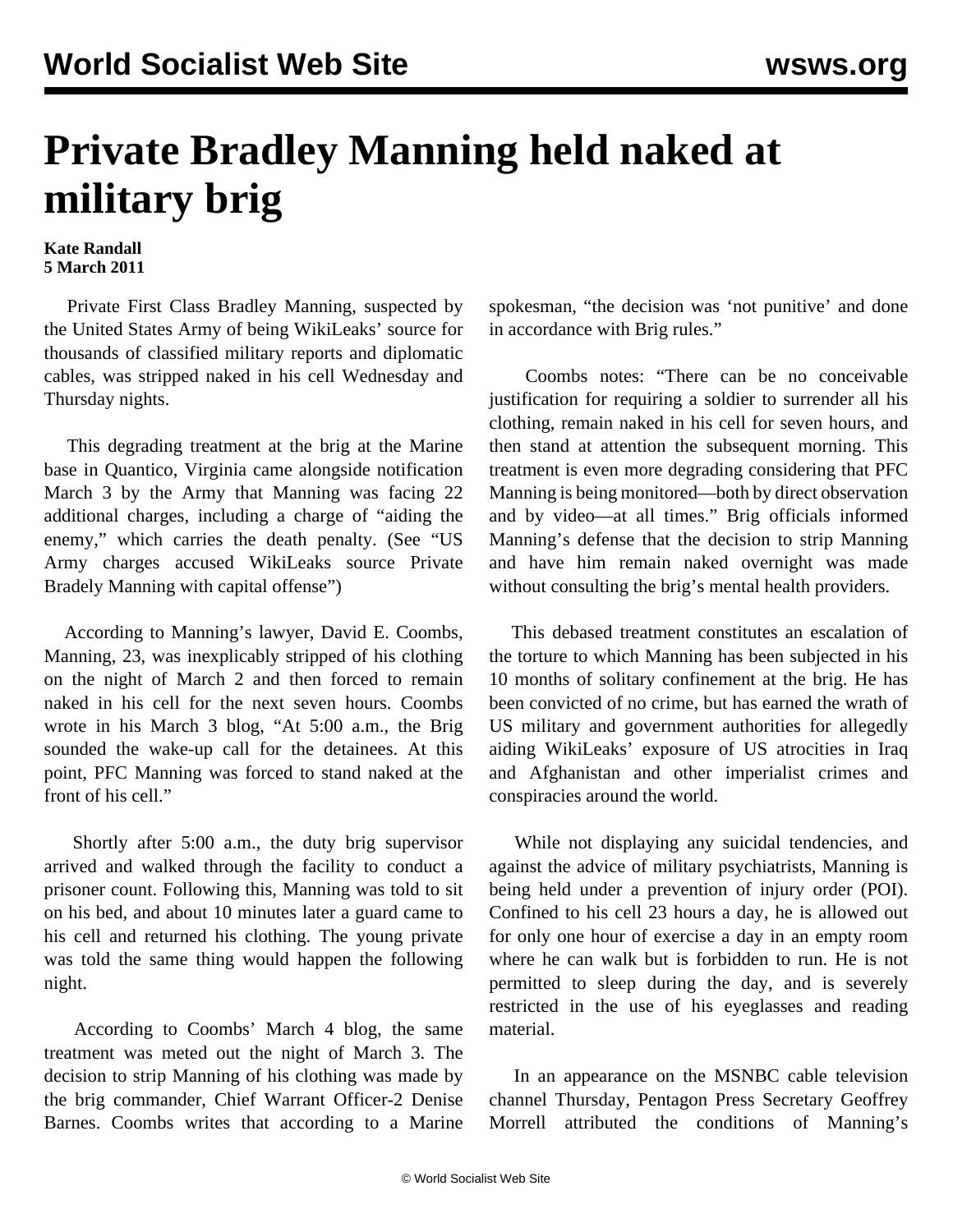# Private Bradley Manning held naked at military brig

**Kate Randall**
**5 March 2011**

Private First Class Bradley Manning, suspected by the United States Army of being WikiLeaks' source for thousands of classified military reports and diplomatic cables, was stripped naked in his cell Wednesday and Thursday nights.

This degrading treatment at the brig at the Marine base in Quantico, Virginia came alongside notification March 3 by the Army that Manning was facing 22 additional charges, including a charge of "aiding the enemy," which carries the death penalty. (See "US Army charges accused WikiLeaks source Private Bradely Manning with capital offense")

According to Manning's lawyer, David E. Coombs, Manning, 23, was inexplicably stripped of his clothing on the night of March 2 and then forced to remain naked in his cell for the next seven hours. Coombs wrote in his March 3 blog, "At 5:00 a.m., the Brig sounded the wake-up call for the detainees. At this point, PFC Manning was forced to stand naked at the front of his cell."

Shortly after 5:00 a.m., the duty brig supervisor arrived and walked through the facility to conduct a prisoner count. Following this, Manning was told to sit on his bed, and about 10 minutes later a guard came to his cell and returned his clothing. The young private was told the same thing would happen the following night.

According to Coombs' March 4 blog, the same treatment was meted out the night of March 3. The decision to strip Manning of his clothing was made by the brig commander, Chief Warrant Officer-2 Denise Barnes. Coombs writes that according to a Marine spokesman, "the decision was 'not punitive' and done in accordance with Brig rules."

Coombs notes: "There can be no conceivable justification for requiring a soldier to surrender all his clothing, remain naked in his cell for seven hours, and then stand at attention the subsequent morning. This treatment is even more degrading considering that PFC Manning is being monitored—both by direct observation and by video—at all times." Brig officials informed Manning's defense that the decision to strip Manning and have him remain naked overnight was made without consulting the brig's mental health providers.

This debased treatment constitutes an escalation of the torture to which Manning has been subjected in his 10 months of solitary confinement at the brig. He has been convicted of no crime, but has earned the wrath of US military and government authorities for allegedly aiding WikiLeaks' exposure of US atrocities in Iraq and Afghanistan and other imperialist crimes and conspiracies around the world.

While not displaying any suicidal tendencies, and against the advice of military psychiatrists, Manning is being held under a prevention of injury order (POI). Confined to his cell 23 hours a day, he is allowed out for only one hour of exercise a day in an empty room where he can walk but is forbidden to run. He is not permitted to sleep during the day, and is severely restricted in the use of his eyeglasses and reading material.

In an appearance on the MSNBC cable television channel Thursday, Pentagon Press Secretary Geoffrey Morrell attributed the conditions of Manning's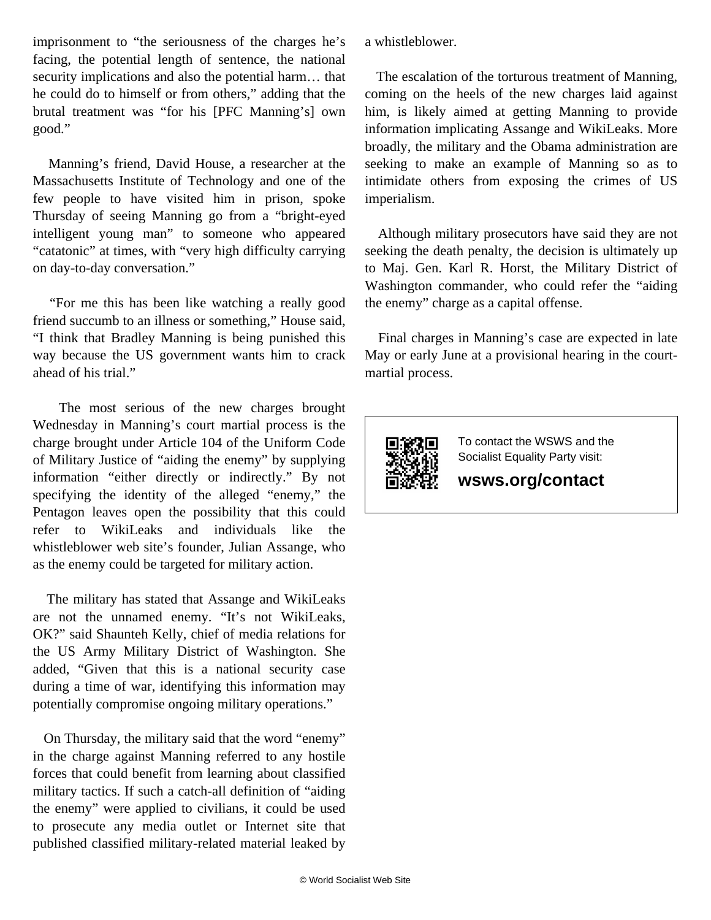imprisonment to “the seriousness of the charges he’s facing, the potential length of sentence, the national security implications and also the potential harm… that he could do to himself or from others,” adding that the brutal treatment was “for his [PFC Manning’s] own good.”

Manning’s friend, David House, a researcher at the Massachusetts Institute of Technology and one of the few people to have visited him in prison, spoke Thursday of seeing Manning go from a “bright-eyed intelligent young man” to someone who appeared “catatonic” at times, with “very high difficulty carrying on day-to-day conversation.”

“For me this has been like watching a really good friend succumb to an illness or something,” House said, “I think that Bradley Manning is being punished this way because the US government wants him to crack ahead of his trial.”

The most serious of the new charges brought Wednesday in Manning’s court martial process is the charge brought under Article 104 of the Uniform Code of Military Justice of “aiding the enemy” by supplying information “either directly or indirectly.” By not specifying the identity of the alleged “enemy,” the Pentagon leaves open the possibility that this could refer to WikiLeaks and individuals like the whistleblower web site’s founder, Julian Assange, who as the enemy could be targeted for military action.

The military has stated that Assange and WikiLeaks are not the unnamed enemy. “It’s not WikiLeaks, OK?” said Shaunteh Kelly, chief of media relations for the US Army Military District of Washington. She added, “Given that this is a national security case during a time of war, identifying this information may potentially compromise ongoing military operations.”

On Thursday, the military said that the word “enemy” in the charge against Manning referred to any hostile forces that could benefit from learning about classified military tactics. If such a catch-all definition of “aiding the enemy” were applied to civilians, it could be used to prosecute any media outlet or Internet site that published classified military-related material leaked by a whistleblower.

The escalation of the torturous treatment of Manning, coming on the heels of the new charges laid against him, is likely aimed at getting Manning to provide information implicating Assange and WikiLeaks. More broadly, the military and the Obama administration are seeking to make an example of Manning so as to intimidate others from exposing the crimes of US imperialism.

Although military prosecutors have said they are not seeking the death penalty, the decision is ultimately up to Maj. Gen. Karl R. Horst, the Military District of Washington commander, who could refer the “aiding the enemy” charge as a capital offense.

Final charges in Manning’s case are expected in late May or early June at a provisional hearing in the court-martial process.

To contact the WSWS and the Socialist Equality Party visit:

**wsws.org/contact**